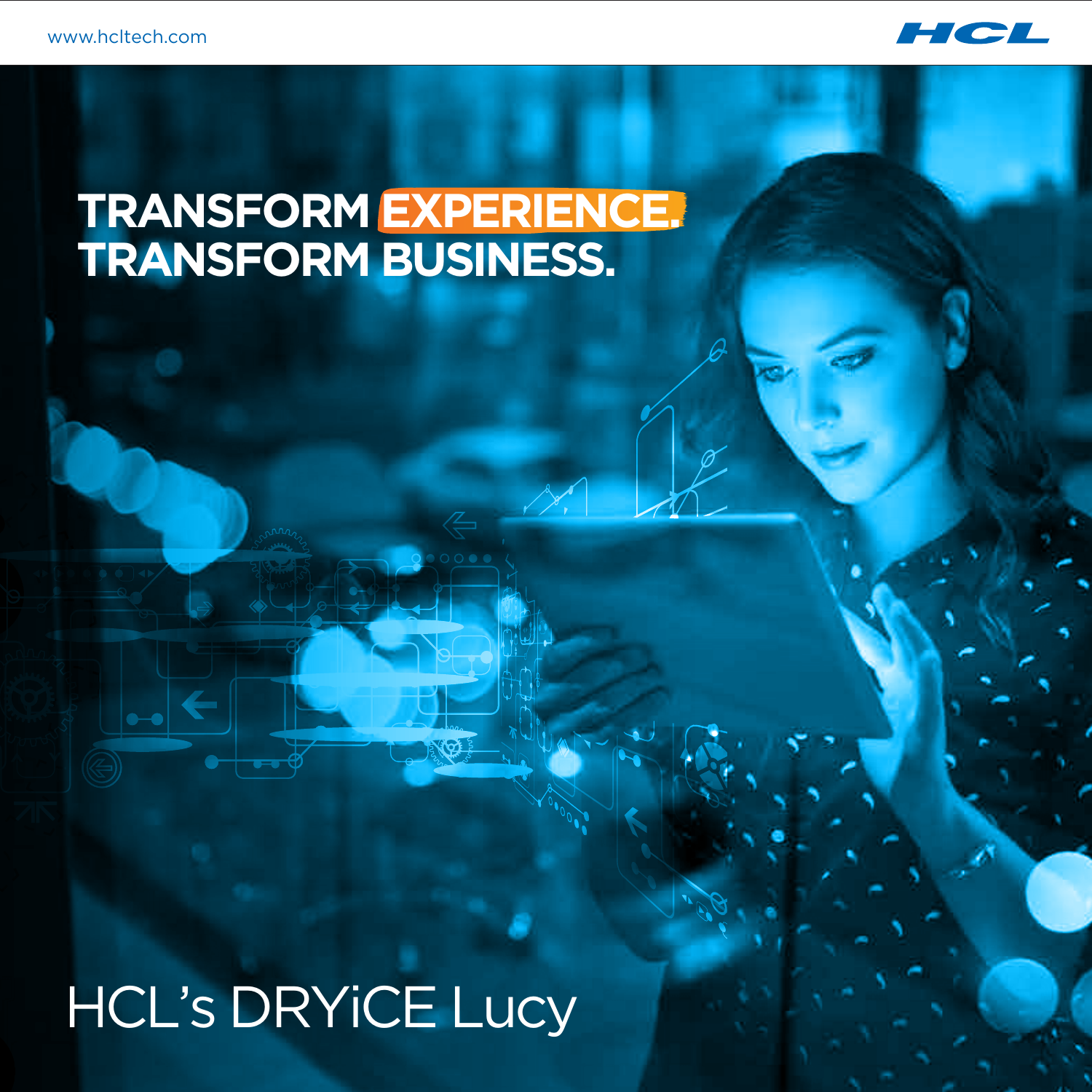# TRANSFORM EXPERIENCE. TRANSFORM BUSINESS.

# HCL's DRYiCE Lucy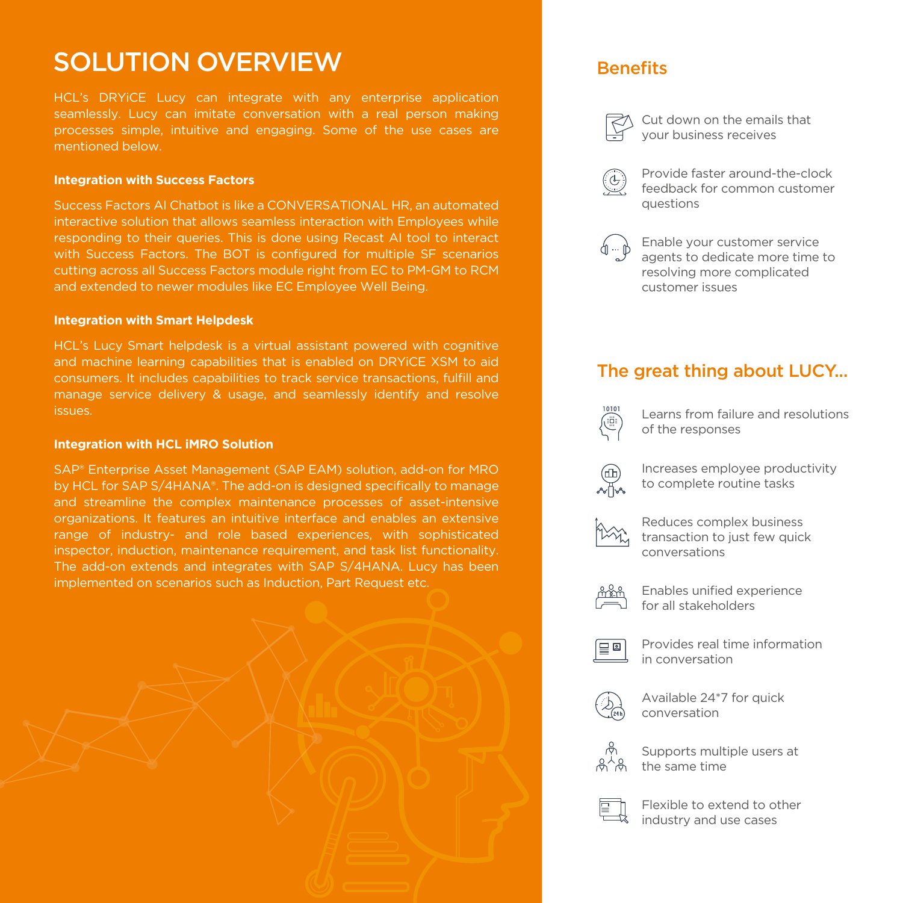# SOLUTION OVERVIEW

HCL's DRYiCE Lucy can integrate with any enterprise application seamlessly. Lucy can imitate conversation with a real person making processes simple, intuitive and engaging. Some of the use cases are mentioned below.

**Integration with Success Factors**

Success Factors AI Chatbot is like a CONVERSATIONAL HR, an automated interactive solution that allows seamless interaction with Employees while responding to their queries. This is done using Recast AI tool to interact with Success Factors. The BOT is configured for multiple SF scenarios cutting across all Success Factors module right from EC to PM-GM to RCM and extended to newer modules like EC Employee Well Being.

**Integration with Smart Helpdesk**

HCL's Lucy Smart helpdesk is a virtual assistant powered with cognitive and machine learning capabilities that is enabled on DRYiCE XSM to aid consumers. It includes capabilities to track service transactions, fulfill and manage service delivery & usage, and seamlessly identify and resolve issues.

**Integration with HCL iMRO Solution**

SAP® Enterprise Asset Management (SAP EAM) solution, add-on for MRO by HCL for SAP S/4HANA®. The add-on is designed specifically to manage and streamline the complex maintenance processes of asset-intensive organizations. It features an intuitive interface and enables an extensive range of industry- and role based experiences, with sophisticated inspector, induction, maintenance requirement, and task list functionality. The add-on extends and integrates with SAP S/4HANA. Lucy has been implemented on scenarios such as Induction, Part Request etc.

## Benefits

- Cut down on the emails that your business receives
- Provide faster around-the-clock feedback for common customer questions
- Enable your customer service agents to dedicate more time to resolving more complicated customer issues

## The great thing about LUCY...

- Learns from failure and resolutions of the responses
- Increases employee productivity to complete routine tasks
- Reduces complex business transaction to just few quick conversations
- Enables unified experience for all stakeholders
- Provides real time information in conversation
- Available 24*7 for quick conversation
- Supports multiple users at the same time
- Flexible to extend to other industry and use cases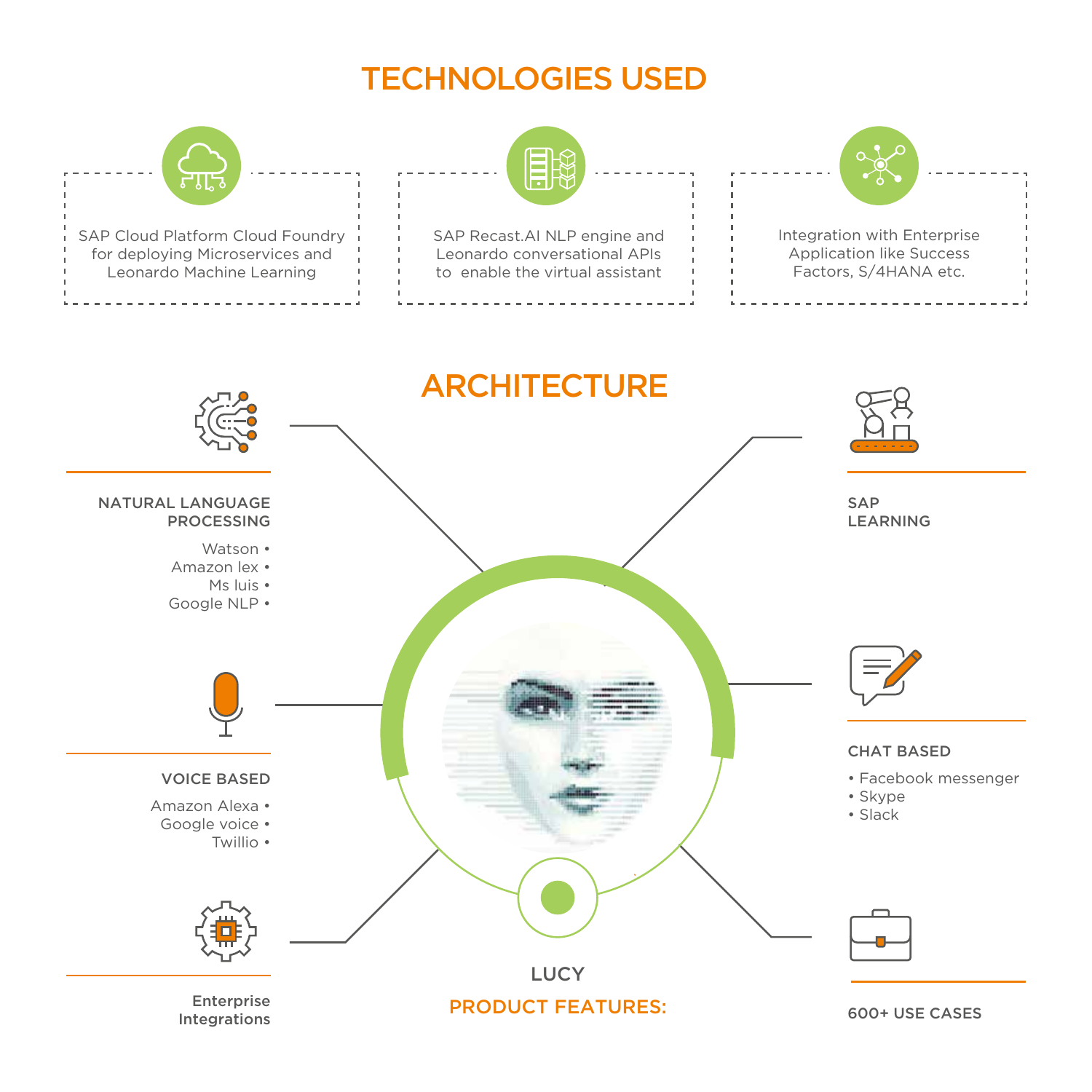## TECHNOLOGIES USED

SAP Cloud Platform Cloud Foundry for deploying Microservices and Leonardo Machine Learning

SAP Recast.AI NLP engine and Leonardo conversational APIs to enable the virtual assistant

Integration with Enterprise Application like Success Factors, S/4HANA etc.

## ARCHITECTURE

**NATURAL LANGUAGE PROCESSING**

- Watson
- Amazon lex
- Ms luis
- Google NLP

**VOICE BASED**

- Amazon Alexa
- Google voice
- Twillio

**Enterprise Integrations**

**SAP LEARNING**

**CHAT BASED**

- Facebook messenger
- Skype
- Slack

**600+ USE CASES**

**LUCY**

**PRODUCT FEATURES:**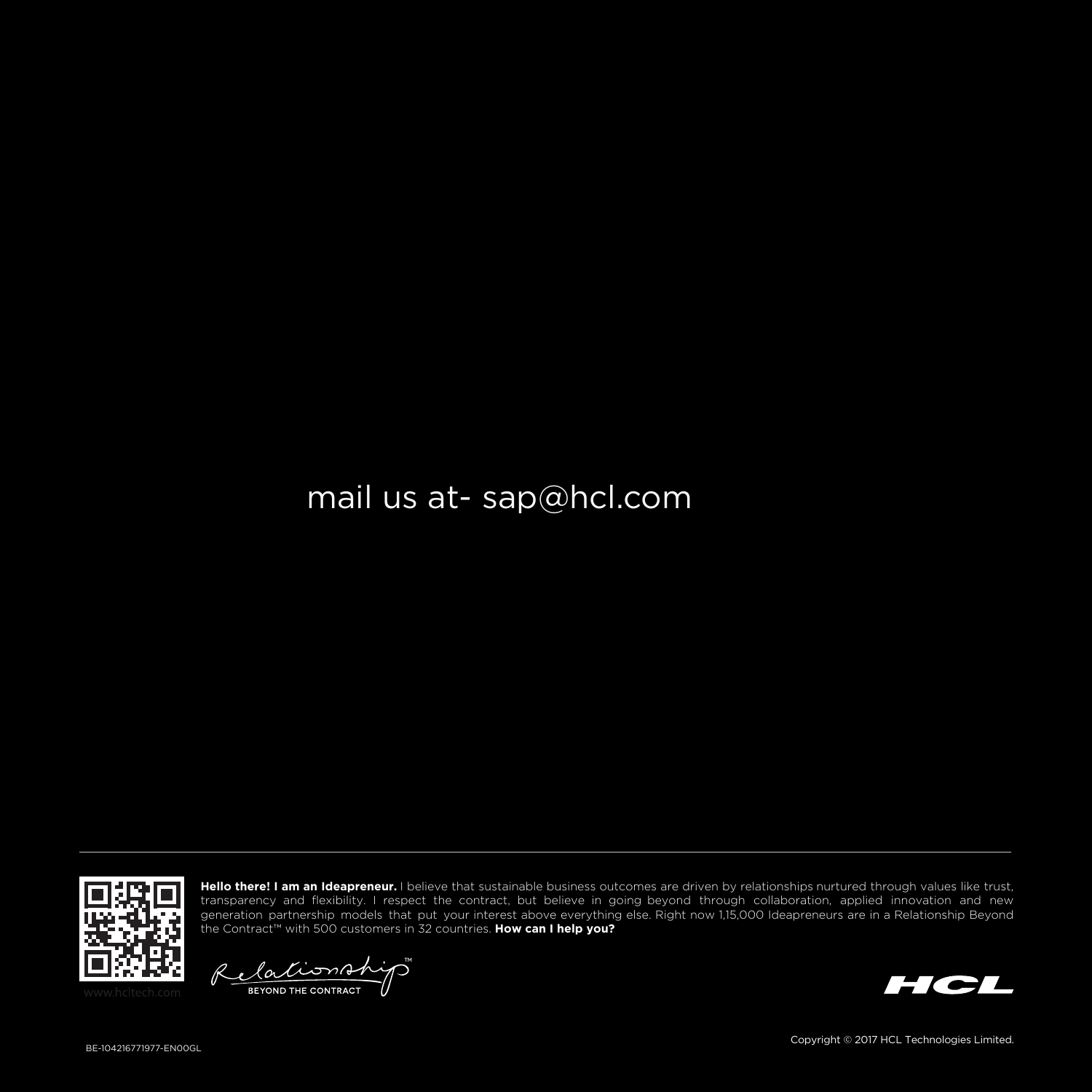mail us at- sap@hcl.com

www.hcltech.com

**Hello there! I am an Ideapreneur.** I believe that sustainable business outcomes are driven by relationships nurtured through values like trust, transparency and flexibility. I respect the contract, but believe in going beyond through collaboration, applied innovation and new generation partnership models that put your interest above everything else. Right now 1,15,000 Ideapreneurs are in a Relationship Beyond the Contract™ with 500 customers in 32 countries. **How can I help you?**

Relationship™ BEYOND THE CONTRACT

HCL

BE-104216771977-EN00GL

Copyright © 2017 HCL Technologies Limited.